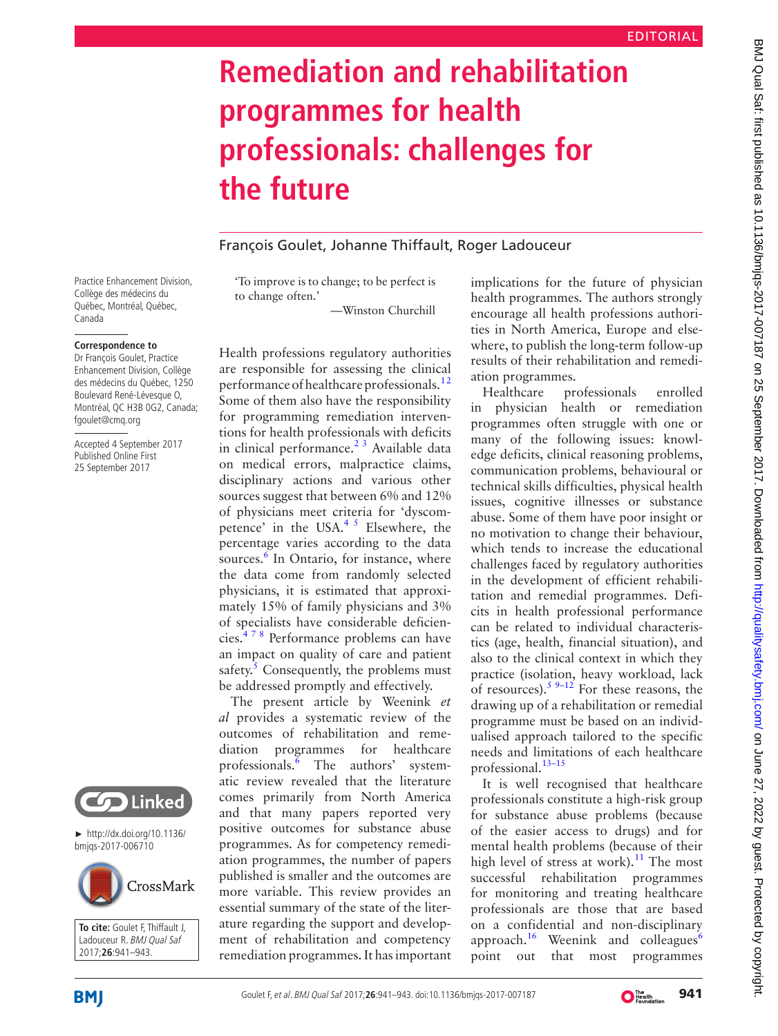EDITORIAL

# Remediation and rehabilitation programmes for health professionals: challenges for the future

François Goulet, Johanne Thiffault, Roger Ladouceur

Practice Enhancement Division, Collège des médecins du Québec, Montréal, Québec, Canada

**Correspondence to**
Dr François Goulet, Practice Enhancement Division, Collège des médecins du Québec, 1250 Boulevard René-Lévesque O, Montréal, QC H3B 0G2, Canada; fgoulet@cmq.org

Accepted 4 September 2017
Published Online First 25 September 2017

► http://dx.doi.org/10.1136/bmjqs-2017-006710

**To cite:** Goulet F, Thiffault J, Ladouceur R. *BMJ Qual Saf* 2017;**26**:941–943.

'To improve is to change; to be perfect is to change often.'

—Winston Churchill

Health professions regulatory authorities are responsible for assessing the clinical performance of healthcare professionals.[1,2] Some of them also have the responsibility for programming remediation interventions for health professionals with deficits in clinical performance.[2,3] Available data on medical errors, malpractice claims, disciplinary actions and various other sources suggest that between 6% and 12% of physicians meet criteria for 'dyscompetence' in the USA.[4,5] Elsewhere, the percentage varies according to the data sources.[6] In Ontario, for instance, where the data come from randomly selected physicians, it is estimated that approximately 15% of family physicians and 3% of specialists have considerable deficiencies.[4,7,8] Performance problems can have an impact on quality of care and patient safety.[5] Consequently, the problems must be addressed promptly and effectively.

The present article by Weenink *et al* provides a systematic review of the outcomes of rehabilitation and remediation programmes for healthcare professionals.[6] The authors' systematic review revealed that the literature comes primarily from North America and that many papers reported very positive outcomes for substance abuse programmes. As for competency remediation programmes, the number of papers published is smaller and the outcomes are more variable. This review provides an essential summary of the state of the literature regarding the support and development of rehabilitation and competency remediation programmes. It has important implications for the future of physician health programmes. The authors strongly encourage all health professions authorities in North America, Europe and elsewhere, to publish the long-term follow-up results of their rehabilitation and remediation programmes.

Healthcare professionals enrolled in physician health or remediation programmes often struggle with one or many of the following issues: knowledge deficits, clinical reasoning problems, communication problems, behavioural or technical skills difficulties, physical health issues, cognitive illnesses or substance abuse. Some of them have poor insight or no motivation to change their behaviour, which tends to increase the educational challenges faced by regulatory authorities in the development of efficient rehabilitation and remedial programmes. Deficits in health professional performance can be related to individual characteristics (age, health, financial situation), and also to the clinical context in which they practice (isolation, heavy workload, lack of resources).[5,9–12] For these reasons, the drawing up of a rehabilitation or remedial programme must be based on an individualised approach tailored to the specific needs and limitations of each healthcare professional.[13–15]

It is well recognised that healthcare professionals constitute a high-risk group for substance abuse problems (because of the easier access to drugs) and for mental health problems (because of their high level of stress at work).[11] The most successful rehabilitation programmes for monitoring and treating healthcare professionals are those that are based on a confidential and non-disciplinary approach.[16] Weenink and colleagues[6] point out that most programmes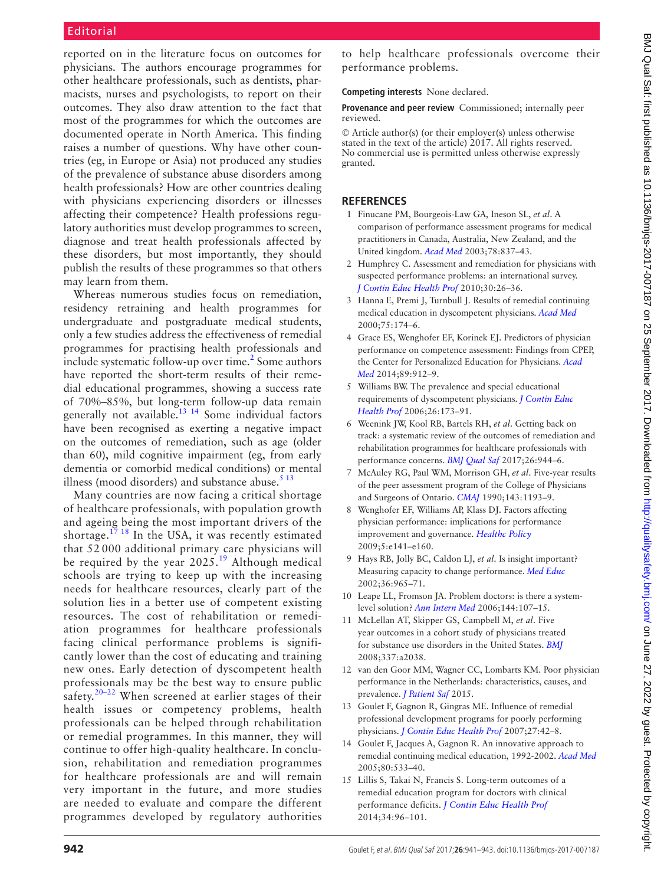reported on in the literature focus on outcomes for physicians. The authors encourage programmes for other healthcare professionals, such as dentists, pharmacists, nurses and psychologists, to report on their outcomes. They also draw attention to the fact that most of the programmes for which the outcomes are documented operate in North America. This finding raises a number of questions. Why have other countries (eg, in Europe or Asia) not produced any studies of the prevalence of substance abuse disorders among health professionals? How are other countries dealing with physicians experiencing disorders or illnesses affecting their competence? Health professions regulatory authorities must develop programmes to screen, diagnose and treat health professionals affected by these disorders, but most importantly, they should publish the results of these programmes so that others may learn from them.

Whereas numerous studies focus on remediation, residency retraining and health programmes for undergraduate and postgraduate medical students, only a few studies address the effectiveness of remedial programmes for practising health professionals and include systematic follow-up over time.[2] Some authors have reported the short-term results of their remedial educational programmes, showing a success rate of 70%–85%, but long-term follow-up data remain generally not available.[13 14] Some individual factors have been recognised as exerting a negative impact on the outcomes of remediation, such as age (older than 60), mild cognitive impairment (eg, from early dementia or comorbid medical conditions) or mental illness (mood disorders) and substance abuse.[5 13]

Many countries are now facing a critical shortage of healthcare professionals, with population growth and ageing being the most important drivers of the shortage.[17 18] In the USA, it was recently estimated that 52 000 additional primary care physicians will be required by the year 2025.[19] Although medical schools are trying to keep up with the increasing needs for healthcare resources, clearly part of the solution lies in a better use of competent existing resources. The cost of rehabilitation or remediation programmes for healthcare professionals facing clinical performance problems is significantly lower than the cost of educating and training new ones. Early detection of dyscompetent health professionals may be the best way to ensure public safety.[20–22] When screened at earlier stages of their health issues or competency problems, health professionals can be helped through rehabilitation or remedial programmes. In this manner, they will continue to offer high-quality healthcare. In conclusion, rehabilitation and remediation programmes for healthcare professionals are and will remain very important in the future, and more studies are needed to evaluate and compare the different programmes developed by regulatory authorities to help healthcare professionals overcome their performance problems.

**Competing interests** None declared.

**Provenance and peer review** Commissioned; internally peer reviewed.

© Article author(s) (or their employer(s) unless otherwise stated in the text of the article) 2017. All rights reserved. No commercial use is permitted unless otherwise expressly granted.

## REFERENCES

1. Finucane PM, Bourgeois-Law GA, Ineson SL, *et al*. A comparison of performance assessment programs for medical practitioners in Canada, Australia, New Zealand, and the United kingdom. *Acad Med* 2003;78:837–43.
2. Humphrey C. Assessment and remediation for physicians with suspected performance problems: an international survey. *J Contin Educ Health Prof* 2010;30:26–36.
3. Hanna E, Premi J, Turnbull J. Results of remedial continuing medical education in dyscompetent physicians. *Acad Med* 2000;75:174–6.
4. Grace ES, Wenghofer EF, Korinek EJ. Predictors of physician performance on competence assessment: Findings from CPEP, the Center for Personalized Education for Physicians. *Acad Med* 2014;89:912–9.
5. Williams BW. The prevalence and special educational requirements of dyscompetent physicians. *J Contin Educ Health Prof* 2006;26:173–91.
6. Weenink JW, Kool RB, Bartels RH, *et al*. Getting back on track: a systematic review of the outcomes of remediation and rehabilitation programmes for healthcare professionals with performance concerns. *BMJ Qual Saf* 2017;26:944–6.
7. McAuley RG, Paul WM, Morrison GH, *et al*. Five-year results of the peer assessment program of the College of Physicians and Surgeons of Ontario. *CMAJ* 1990;143:1193–9.
8. Wenghofer EF, Williams AP, Klass DJ. Factors affecting physician performance: implications for performance improvement and governance. *Healthc Policy* 2009;5:e141–e160.
9. Hays RB, Jolly BC, Caldon LJ, *et al*. Is insight important? Measuring capacity to change performance. *Med Educ* 2002;36:965–71.
10. Leape LL, Fromson JA. Problem doctors: is there a system-level solution? *Ann Intern Med* 2006;144:107–15.
11. McLellan AT, Skipper GS, Campbell M, *et al*. Five year outcomes in a cohort study of physicians treated for substance use disorders in the United States. *BMJ* 2008;337:a2038.
12. van den Goor MM, Wagner CC, Lombarts KM. Poor physician performance in the Netherlands: characteristics, causes, and prevalence. *J Patient Saf* 2015.
13. Goulet F, Gagnon R, Gingras ME. Influence of remedial professional development programs for poorly performing physicians. *J Contin Educ Health Prof* 2007;27:42–8.
14. Goulet F, Jacques A, Gagnon R. An innovative approach to remedial continuing medical education, 1992-2002. *Acad Med* 2005;80:533–40.
15. Lillis S, Takai N, Francis S. Long-term outcomes of a remedial education program for doctors with clinical performance deficits. *J Contin Educ Health Prof* 2014;34:96–101.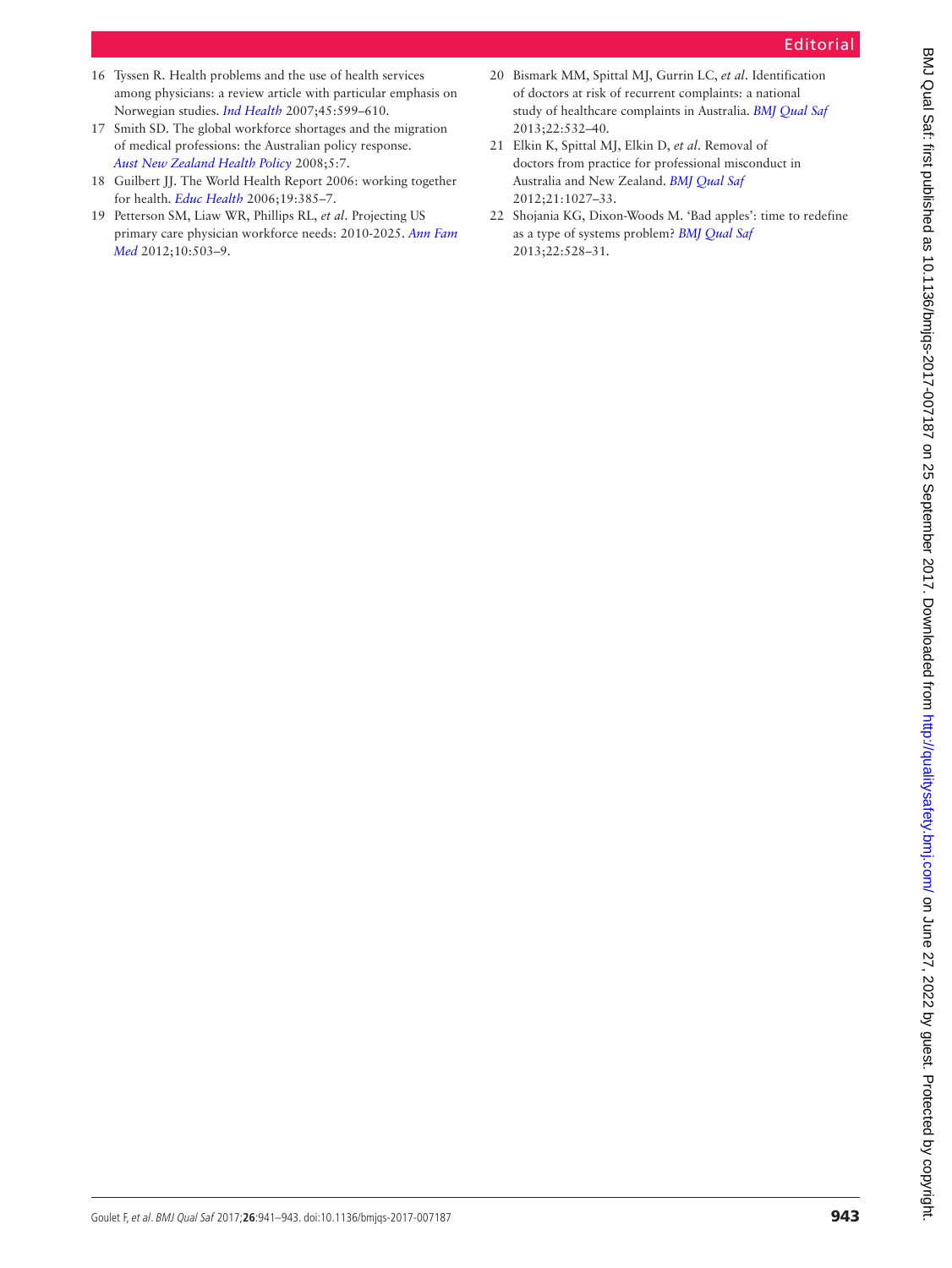16 Tyssen R. Health problems and the use of health services among physicians: a review article with particular emphasis on Norwegian studies. *Ind Health* 2007;45:599–610.

17 Smith SD. The global workforce shortages and the migration of medical professions: the Australian policy response. *Aust New Zealand Health Policy* 2008;5:7.

18 Guilbert JJ. The World Health Report 2006: working together for health. *Educ Health* 2006;19:385–7.

19 Petterson SM, Liaw WR, Phillips RL, *et al*. Projecting US primary care physician workforce needs: 2010-2025. *Ann Fam Med* 2012;10:503–9.

20 Bismark MM, Spittal MJ, Gurrin LC, *et al*. Identification of doctors at risk of recurrent complaints: a national study of healthcare complaints in Australia. *BMJ Qual Saf* 2013;22:532–40.

21 Elkin K, Spittal MJ, Elkin D, *et al*. Removal of doctors from practice for professional misconduct in Australia and New Zealand. *BMJ Qual Saf* 2012;21:1027–33.

22 Shojania KG, Dixon-Woods M. 'Bad apples': time to redefine as a type of systems problem? *BMJ Qual Saf* 2013;22:528–31.